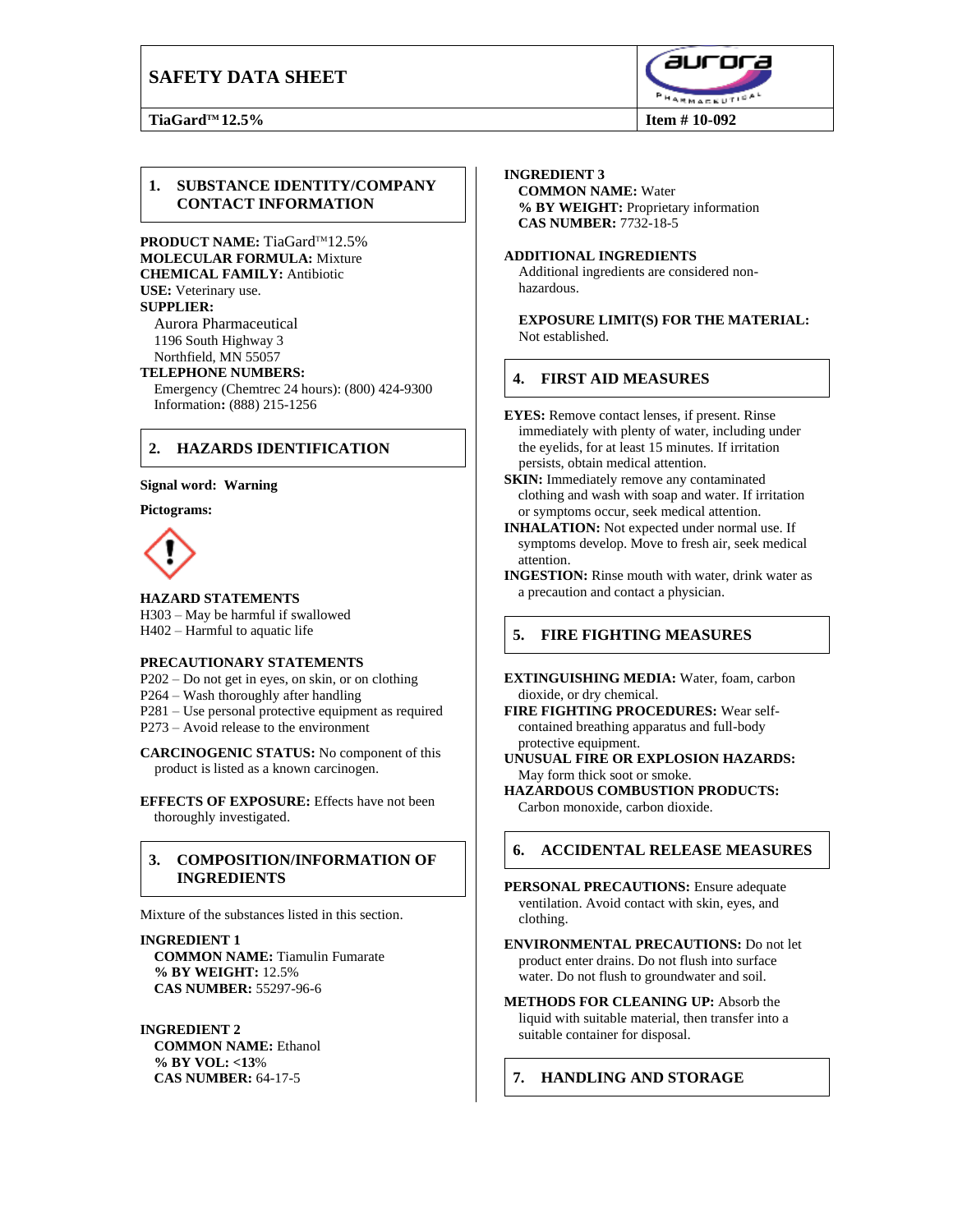# SAFETY DATA SHEET

**TiaGard™ 12.5%** | **Item # 10-092**

## 1. SUBSTANCE IDENTITY/COMPANY CONTACT INFORMATION

**PRODUCT NAME:** TiaGard™12.5%
**MOLECULAR FORMULA:** Mixture
**CHEMICAL FAMILY:** Antibiotic
**USE:** Veterinary use.
**SUPPLIER:**
Aurora Pharmaceutical
1196 South Highway 3
Northfield, MN 55057
**TELEPHONE NUMBERS:**
Emergency (Chemtrec 24 hours): (800) 424-9300
Information**:** (888) 215-1256

## 2. HAZARDS IDENTIFICATION

**Signal word: Warning**

**Pictograms:**

**HAZARD STATEMENTS**
H303 – May be harmful if swallowed
H402 – Harmful to aquatic life

**PRECAUTIONARY STATEMENTS**
P202 – Do not get in eyes, on skin, or on clothing
P264 – Wash thoroughly after handling
P281 – Use personal protective equipment as required
P273 – Avoid release to the environment

**CARCINOGENIC STATUS:** No component of this product is listed as a known carcinogen.

**EFFECTS OF EXPOSURE:** Effects have not been thoroughly investigated.

## 3. COMPOSITION/INFORMATION OF INGREDIENTS

Mixture of the substances listed in this section.

**INGREDIENT 1**
**COMMON NAME:** Tiamulin Fumarate
**% BY WEIGHT:** 12.5%
**CAS NUMBER:** 55297-96-6

**INGREDIENT 2**
**COMMON NAME:** Ethanol
**% BY VOL: <13%**
**CAS NUMBER:** 64-17-5

**INGREDIENT 3**
**COMMON NAME:** Water
**% BY WEIGHT:** Proprietary information
**CAS NUMBER:** 7732-18-5

**ADDITIONAL INGREDIENTS**
Additional ingredients are considered non-hazardous.

**EXPOSURE LIMIT(S) FOR THE MATERIAL:** Not established.

## 4. FIRST AID MEASURES

**EYES:** Remove contact lenses, if present. Rinse immediately with plenty of water, including under the eyelids, for at least 15 minutes. If irritation persists, obtain medical attention.
**SKIN:** Immediately remove any contaminated clothing and wash with soap and water. If irritation or symptoms occur, seek medical attention.
**INHALATION:** Not expected under normal use. If symptoms develop. Move to fresh air, seek medical attention.
**INGESTION:** Rinse mouth with water, drink water as a precaution and contact a physician.

## 5. FIRE FIGHTING MEASURES

**EXTINGUISHING MEDIA:** Water, foam, carbon dioxide, or dry chemical.
**FIRE FIGHTING PROCEDURES:** Wear self-contained breathing apparatus and full-body protective equipment.
**UNUSUAL FIRE OR EXPLOSION HAZARDS:** May form thick soot or smoke.
**HAZARDOUS COMBUSTION PRODUCTS:** Carbon monoxide, carbon dioxide.

## 6. ACCIDENTAL RELEASE MEASURES

**PERSONAL PRECAUTIONS:** Ensure adequate ventilation. Avoid contact with skin, eyes, and clothing.

**ENVIRONMENTAL PRECAUTIONS:** Do not let product enter drains. Do not flush into surface water. Do not flush to groundwater and soil.

**METHODS FOR CLEANING UP:** Absorb the liquid with suitable material, then transfer into a suitable container for disposal.

## 7. HANDLING AND STORAGE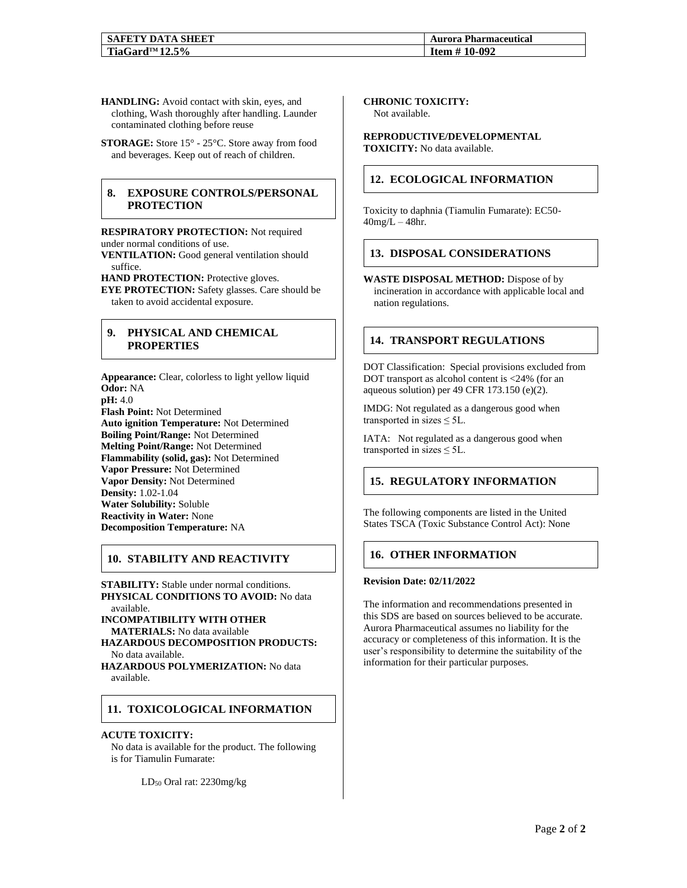**HANDLING:** Avoid contact with skin, eyes, and clothing, Wash thoroughly after handling. Launder contaminated clothing before reuse

**STORAGE:** Store 15° - 25°C. Store away from food and beverages. Keep out of reach of children.

## 8. EXPOSURE CONTROLS/PERSONAL PROTECTION

**RESPIRATORY PROTECTION:** Not required under normal conditions of use.
**VENTILATION:** Good general ventilation should suffice.
**HAND PROTECTION:** Protective gloves.
**EYE PROTECTION:** Safety glasses. Care should be taken to avoid accidental exposure.

## 9. PHYSICAL AND CHEMICAL PROPERTIES

**Appearance:** Clear, colorless to light yellow liquid
**Odor:** NA
**pH:** 4.0
**Flash Point:** Not Determined
**Auto ignition Temperature:** Not Determined
**Boiling Point/Range:** Not Determined
**Melting Point/Range:** Not Determined
**Flammability (solid, gas):** Not Determined
**Vapor Pressure:** Not Determined
**Vapor Density:** Not Determined
**Density:** 1.02-1.04
**Water Solubility:** Soluble
**Reactivity in Water:** None
**Decomposition Temperature:** NA

## 10. STABILITY AND REACTIVITY

**STABILITY:** Stable under normal conditions.
**PHYSICAL CONDITIONS TO AVOID:** No data available.
**INCOMPATIBILITY WITH OTHER MATERIALS:** No data available
**HAZARDOUS DECOMPOSITION PRODUCTS:** No data available.
**HAZARDOUS POLYMERIZATION:** No data available.

## 11. TOXICOLOGICAL INFORMATION

**ACUTE TOXICITY:**
No data is available for the product. The following is for Tiamulin Fumarate:

$LD_{50}$ Oral rat: 2230mg/kg

**CHRONIC TOXICITY:**
Not available.

**REPRODUCTIVE/DEVELOPMENTAL TOXICITY:** No data available.

## 12. ECOLOGICAL INFORMATION

Toxicity to daphnia (Tiamulin Fumarate): EC50-40mg/L – 48hr.

## 13. DISPOSAL CONSIDERATIONS

**WASTE DISPOSAL METHOD:** Dispose of by incineration in accordance with applicable local and nation regulations.

## 14. TRANSPORT REGULATIONS

DOT Classification: Special provisions excluded from DOT transport as alcohol content is <24% (for an aqueous solution) per 49 CFR 173.150 (e)(2).

IMDG: Not regulated as a dangerous good when transported in sizes ≤ 5L.

IATA: Not regulated as a dangerous good when transported in sizes ≤ 5L.

## 15. REGULATORY INFORMATION

The following components are listed in the United States TSCA (Toxic Substance Control Act): None

## 16. OTHER INFORMATION

**Revision Date: 02/11/2022**

The information and recommendations presented in this SDS are based on sources believed to be accurate. Aurora Pharmaceutical assumes no liability for the accuracy or completeness of this information. It is the user's responsibility to determine the suitability of the information for their particular purposes.